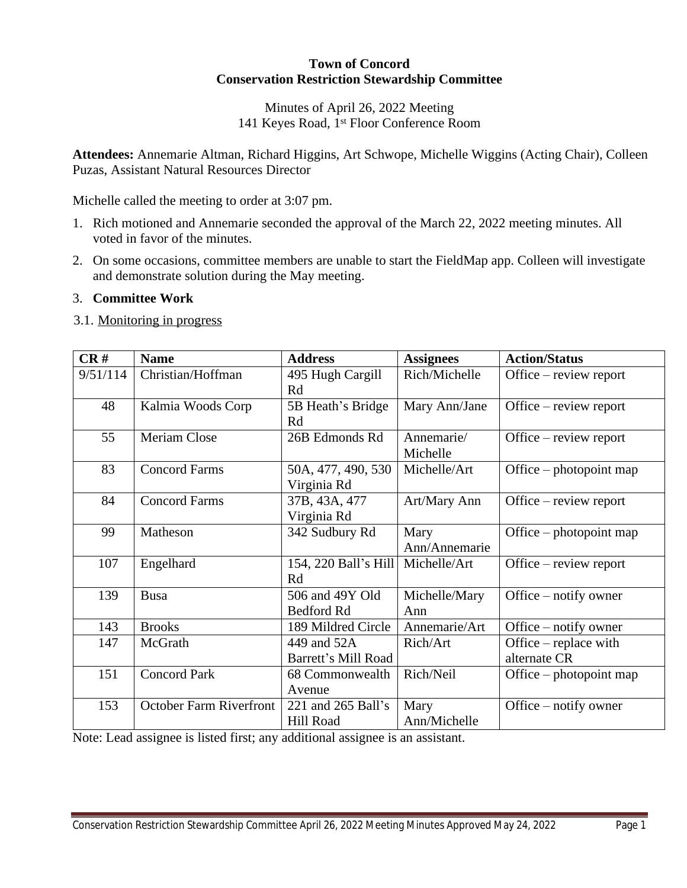**Town of Concord**
**Conservation Restriction Stewardship Committee**

Minutes of April 26, 2022 Meeting
141 Keyes Road, 1st Floor Conference Room

**Attendees:** Annemarie Altman, Richard Higgins, Art Schwope, Michelle Wiggins (Acting Chair), Colleen Puzas, Assistant Natural Resources Director

Michelle called the meeting to order at 3:07 pm.

1. Rich motioned and Annemarie seconded the approval of the March 22, 2022 meeting minutes. All voted in favor of the minutes.
2. On some occasions, committee members are unable to start the FieldMap app. Colleen will investigate and demonstrate solution during the May meeting.
3. **Committee Work**

3.1. Monitoring in progress

| CR # | Name | Address | Assignees | Action/Status |
|---|---|---|---|---|
| 9/51/114 | Christian/Hoffman | 495 Hugh Cargill Rd | Rich/Michelle | Office – review report |
| 48 | Kalmia Woods Corp | 5B Heath's Bridge Rd | Mary Ann/Jane | Office – review report |
| 55 | Meriam Close | 26B Edmonds Rd | Annemarie/ Michelle | Office – review report |
| 83 | Concord Farms | 50A, 477, 490, 530 Virginia Rd | Michelle/Art | Office – photopoint map |
| 84 | Concord Farms | 37B, 43A, 477 Virginia Rd | Art/Mary Ann | Office – review report |
| 99 | Matheson | 342 Sudbury Rd | Mary Ann/Annemarie | Office – photopoint map |
| 107 | Engelhard | 154, 220 Ball's Hill Rd | Michelle/Art | Office – review report |
| 139 | Busa | 506 and 49Y Old Bedford Rd | Michelle/Mary Ann | Office – notify owner |
| 143 | Brooks | 189 Mildred Circle | Annemarie/Art | Office – notify owner |
| 147 | McGrath | 449 and 52A Barrett's Mill Road | Rich/Art | Office – replace with alternate CR |
| 151 | Concord Park | 68 Commonwealth Avenue | Rich/Neil | Office – photopoint map |
| 153 | October Farm Riverfront | 221 and 265 Ball's Hill Road | Mary Ann/Michelle | Office – notify owner |

Note: Lead assignee is listed first; any additional assignee is an assistant.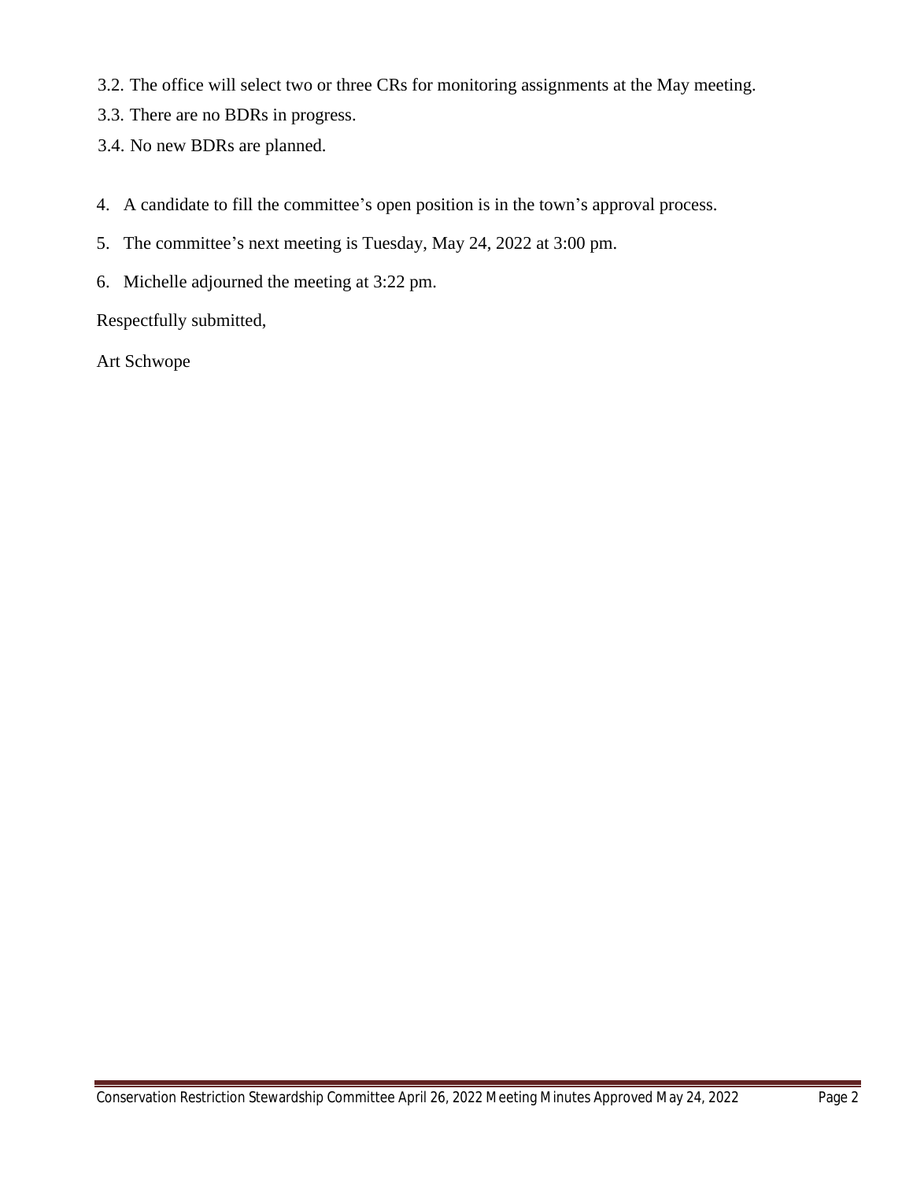3.2. The office will select two or three CRs for monitoring assignments at the May meeting.

3.3. There are no BDRs in progress.

3.4. No new BDRs are planned.

4. A candidate to fill the committee's open position is in the town's approval process.
5. The committee's next meeting is Tuesday, May 24, 2022 at 3:00 pm.
6. Michelle adjourned the meeting at 3:22 pm.

Respectfully submitted,

Art Schwope